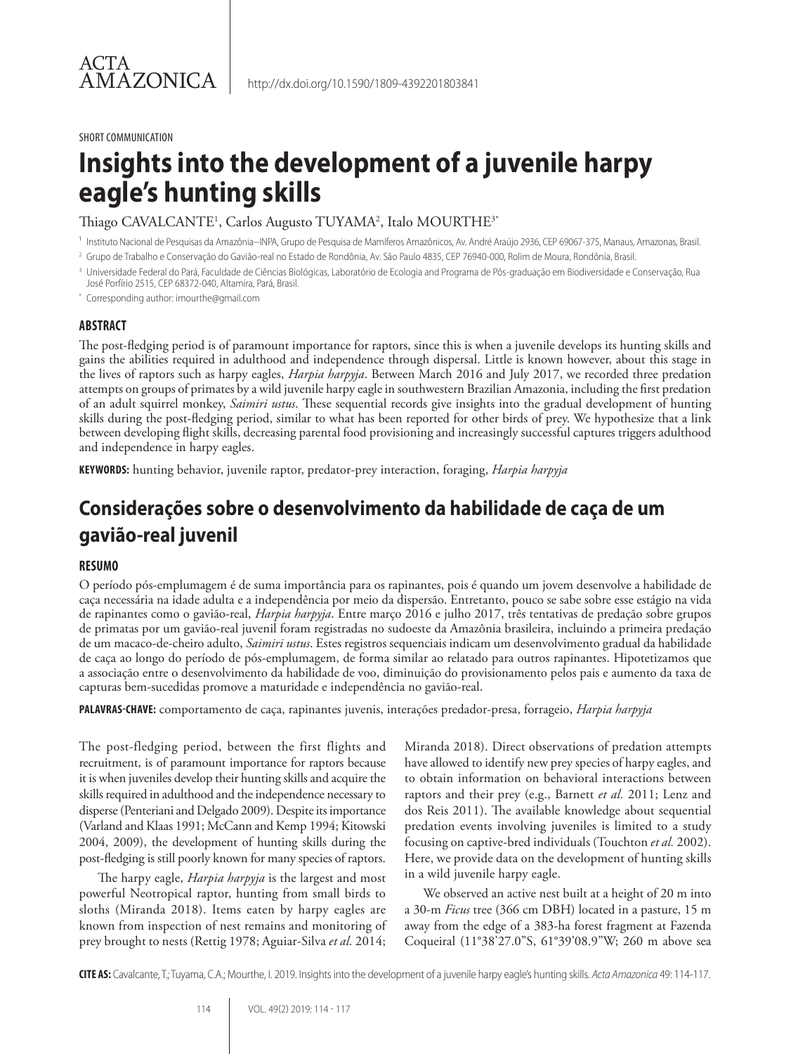ACTA AMAZONICA

http://dx.doi.org/10.1590/1809-4392201803841

SHORT COMMUNICATION

# Insights into the development of a juvenile harpy eagle's hunting skills

Thiago CAVALCANTE[1], Carlos Augusto TUYAMA[2], Italo MOURTHE[3*]

[1] Instituto Nacional de Pesquisas da Amazônia–INPA, Grupo de Pesquisa de Mamíferos Amazônicos, Av. André Araújo 2936, CEP 69067-375, Manaus, Amazonas, Brasil.

[2] Grupo de Trabalho e Conservação do Gavião-real no Estado de Rondônia, Av. São Paulo 4835, CEP 76940-000, Rolim de Moura, Rondônia, Brasil.

[3] Universidade Federal do Pará, Faculdade de Ciências Biológicas, Laboratório de Ecologia and Programa de Pós-graduação em Biodiversidade e Conservação, Rua José Porfírio 2515, CEP 68372-040, Altamira, Pará, Brasil.

[*] Corresponding author: imourthe@gmail.com

## ABSTRACT

The post-fledging period is of paramount importance for raptors, since this is when a juvenile develops its hunting skills and gains the abilities required in adulthood and independence through dispersal. Little is known however, about this stage in the lives of raptors such as harpy eagles, *Harpia harpyja*. Between March 2016 and July 2017, we recorded three predation attempts on groups of primates by a wild juvenile harpy eagle in southwestern Brazilian Amazonia, including the first predation of an adult squirrel monkey, *Saimiri ustus*. These sequential records give insights into the gradual development of hunting skills during the post-fledging period, similar to what has been reported for other birds of prey. We hypothesize that a link between developing flight skills, decreasing parental food provisioning and increasingly successful captures triggers adulthood and independence in harpy eagles.

**KEYWORDS:** hunting behavior, juvenile raptor, predator-prey interaction, foraging, *Harpia harpyja*

# Considerações sobre o desenvolvimento da habilidade de caça de um gavião-real juvenil

## RESUMO

O período pós-emplumagem é de suma importância para os rapinantes, pois é quando um jovem desenvolve a habilidade de caça necessária na idade adulta e a independência por meio da dispersão. Entretanto, pouco se sabe sobre esse estágio na vida de rapinantes como o gavião-real, *Harpia harpyja*. Entre março 2016 e julho 2017, três tentativas de predação sobre grupos de primatas por um gavião-real juvenil foram registradas no sudoeste da Amazônia brasileira, incluindo a primeira predação de um macaco-de-cheiro adulto, *Saimiri ustus*. Estes registros sequenciais indicam um desenvolvimento gradual da habilidade de caça ao longo do período de pós-emplumagem, de forma similar ao relatado para outros rapinantes. Hipotetizamos que a associação entre o desenvolvimento da habilidade de voo, diminuição do provisionamento pelos pais e aumento da taxa de capturas bem-sucedidas promove a maturidade e independência no gavião-real.

**PALAVRAS-CHAVE:** comportamento de caça, rapinantes juvenis, interações predador-presa, forrageio, *Harpia harpyja*

The post-fledging period, between the first flights and recruitment, is of paramount importance for raptors because it is when juveniles develop their hunting skills and acquire the skills required in adulthood and the independence necessary to disperse (Penteriani and Delgado 2009). Despite its importance (Varland and Klaas 1991; McCann and Kemp 1994; Kitowski 2004, 2009), the development of hunting skills during the post-fledging is still poorly known for many species of raptors.

The harpy eagle, *Harpia harpyja* is the largest and most powerful Neotropical raptor, hunting from small birds to sloths (Miranda 2018). Items eaten by harpy eagles are known from inspection of nest remains and monitoring of prey brought to nests (Rettig 1978; Aguiar-Silva *et al.* 2014; Miranda 2018). Direct observations of predation attempts have allowed to identify new prey species of harpy eagles, and to obtain information on behavioral interactions between raptors and their prey (e.g., Barnett *et al.* 2011; Lenz and dos Reis 2011). The available knowledge about sequential predation events involving juveniles is limited to a study focusing on captive-bred individuals (Touchton *et al.* 2002). Here, we provide data on the development of hunting skills in a wild juvenile harpy eagle.

We observed an active nest built at a height of 20 m into a 30-m *Ficus* tree (366 cm DBH) located in a pasture, 15 m away from the edge of a 383-ha forest fragment at Fazenda Coqueiral (11°38'27.0"S, 61°39'08.9"W; 260 m above sea

**CITE AS:** Cavalcante, T.; Tuyama, C.A.; Mourthe, I. 2019. Insights into the development of a juvenile harpy eagle's hunting skills. *Acta Amazonica* 49: 114-117.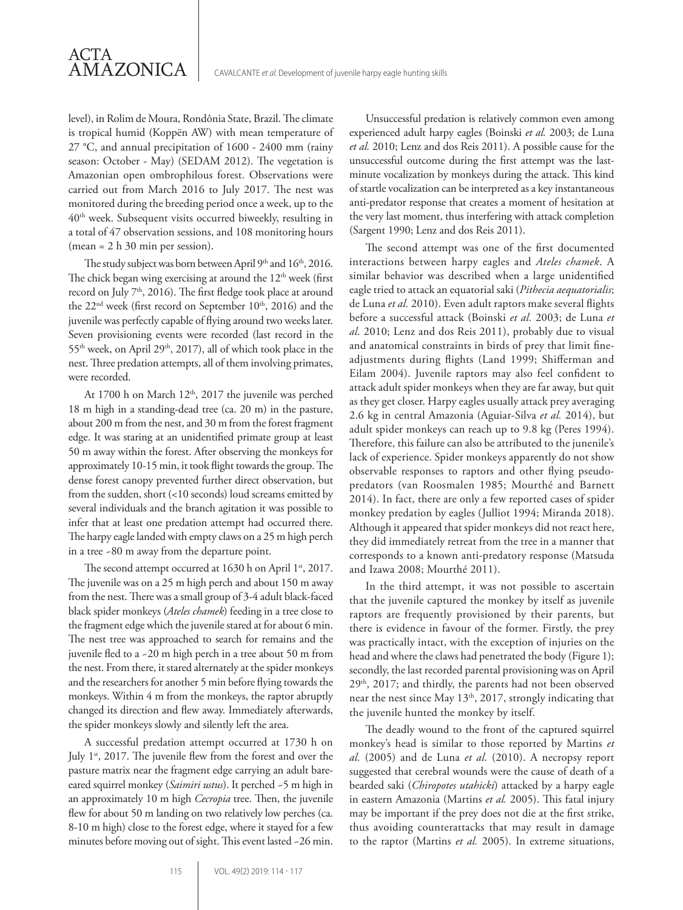level), in Rolim de Moura, Rondônia State, Brazil. The climate is tropical humid (Koppën AW) with mean temperature of 27 °C, and annual precipitation of 1600 - 2400 mm (rainy season: October - May) (SEDAM 2012). The vegetation is Amazonian open ombrophilous forest. Observations were carried out from March 2016 to July 2017. The nest was monitored during the breeding period once a week, up to the 40th week. Subsequent visits occurred biweekly, resulting in a total of 47 observation sessions, and 108 monitoring hours (mean = 2 h 30 min per session).

The study subject was born between April 9th and 16th, 2016. The chick began wing exercising at around the 12th week (first record on July 7th, 2016). The first fledge took place at around the 22nd week (first record on September 10th, 2016) and the juvenile was perfectly capable of flying around two weeks later. Seven provisioning events were recorded (last record in the 55th week, on April 29th, 2017), all of which took place in the nest. Three predation attempts, all of them involving primates, were recorded.

At 1700 h on March 12th, 2017 the juvenile was perched 18 m high in a standing-dead tree (ca. 20 m) in the pasture, about 200 m from the nest, and 30 m from the forest fragment edge. It was staring at an unidentified primate group at least 50 m away within the forest. After observing the monkeys for approximately 10-15 min, it took flight towards the group. The dense forest canopy prevented further direct observation, but from the sudden, short (<10 seconds) loud screams emitted by several individuals and the branch agitation it was possible to infer that at least one predation attempt had occurred there. The harpy eagle landed with empty claws on a 25 m high perch in a tree ~80 m away from the departure point.

The second attempt occurred at 1630 h on April 1st, 2017. The juvenile was on a 25 m high perch and about 150 m away from the nest. There was a small group of 3-4 adult black-faced black spider monkeys (*Ateles chamek*) feeding in a tree close to the fragment edge which the juvenile stared at for about 6 min. The nest tree was approached to search for remains and the juvenile fled to a ~20 m high perch in a tree about 50 m from the nest. From there, it stared alternately at the spider monkeys and the researchers for another 5 min before flying towards the monkeys. Within 4 m from the monkeys, the raptor abruptly changed its direction and flew away. Immediately afterwards, the spider monkeys slowly and silently left the area.

A successful predation attempt occurred at 1730 h on July 1st, 2017. The juvenile flew from the forest and over the pasture matrix near the fragment edge carrying an adult bare-eared squirrel monkey (*Saimiri ustus*). It perched ~5 m high in an approximately 10 m high *Cecropia* tree. Then, the juvenile flew for about 50 m landing on two relatively low perches (ca. 8-10 m high) close to the forest edge, where it stayed for a few minutes before moving out of sight. This event lasted ~26 min.

Unsuccessful predation is relatively common even among experienced adult harpy eagles (Boinski *et al.* 2003; de Luna *et al.* 2010; Lenz and dos Reis 2011). A possible cause for the unsuccessful outcome during the first attempt was the last-minute vocalization by monkeys during the attack. This kind of startle vocalization can be interpreted as a key instantaneous anti-predator response that creates a moment of hesitation at the very last moment, thus interfering with attack completion (Sargent 1990; Lenz and dos Reis 2011).

The second attempt was one of the first documented interactions between harpy eagles and *Ateles chamek*. A similar behavior was described when a large unidentified eagle tried to attack an equatorial saki (*Pithecia aequatorialis*; de Luna *et al.* 2010). Even adult raptors make several flights before a successful attack (Boinski *et al.* 2003; de Luna *et al.* 2010; Lenz and dos Reis 2011), probably due to visual and anatomical constraints in birds of prey that limit fine-adjustments during flights (Land 1999; Shifferman and Eilam 2004). Juvenile raptors may also feel confident to attack adult spider monkeys when they are far away, but quit as they get closer. Harpy eagles usually attack prey averaging 2.6 kg in central Amazonia (Aguiar-Silva *et al.* 2014), but adult spider monkeys can reach up to 9.8 kg (Peres 1994). Therefore, this failure can also be attributed to the junenile's lack of experience. Spider monkeys apparently do not show observable responses to raptors and other flying pseudo-predators (van Roosmalen 1985; Mourthé and Barnett 2014). In fact, there are only a few reported cases of spider monkey predation by eagles (Julliot 1994; Miranda 2018). Although it appeared that spider monkeys did not react here, they did immediately retreat from the tree in a manner that corresponds to a known anti-predatory response (Matsuda and Izawa 2008; Mourthé 2011).

In the third attempt, it was not possible to ascertain that the juvenile captured the monkey by itself as juvenile raptors are frequently provisioned by their parents, but there is evidence in favour of the former. Firstly, the prey was practically intact, with the exception of injuries on the head and where the claws had penetrated the body (Figure 1); secondly, the last recorded parental provisioning was on April 29th, 2017; and thirdly, the parents had not been observed near the nest since May 13th, 2017, strongly indicating that the juvenile hunted the monkey by itself.

The deadly wound to the front of the captured squirrel monkey's head is similar to those reported by Martins *et al.* (2005) and de Luna *et al.* (2010). A necropsy report suggested that cerebral wounds were the cause of death of a bearded saki (*Chiropotes utahicki*) attacked by a harpy eagle in eastern Amazonia (Martins *et al.* 2005). This fatal injury may be important if the prey does not die at the first strike, thus avoiding counterattacks that may result in damage to the raptor (Martins *et al.* 2005). In extreme situations,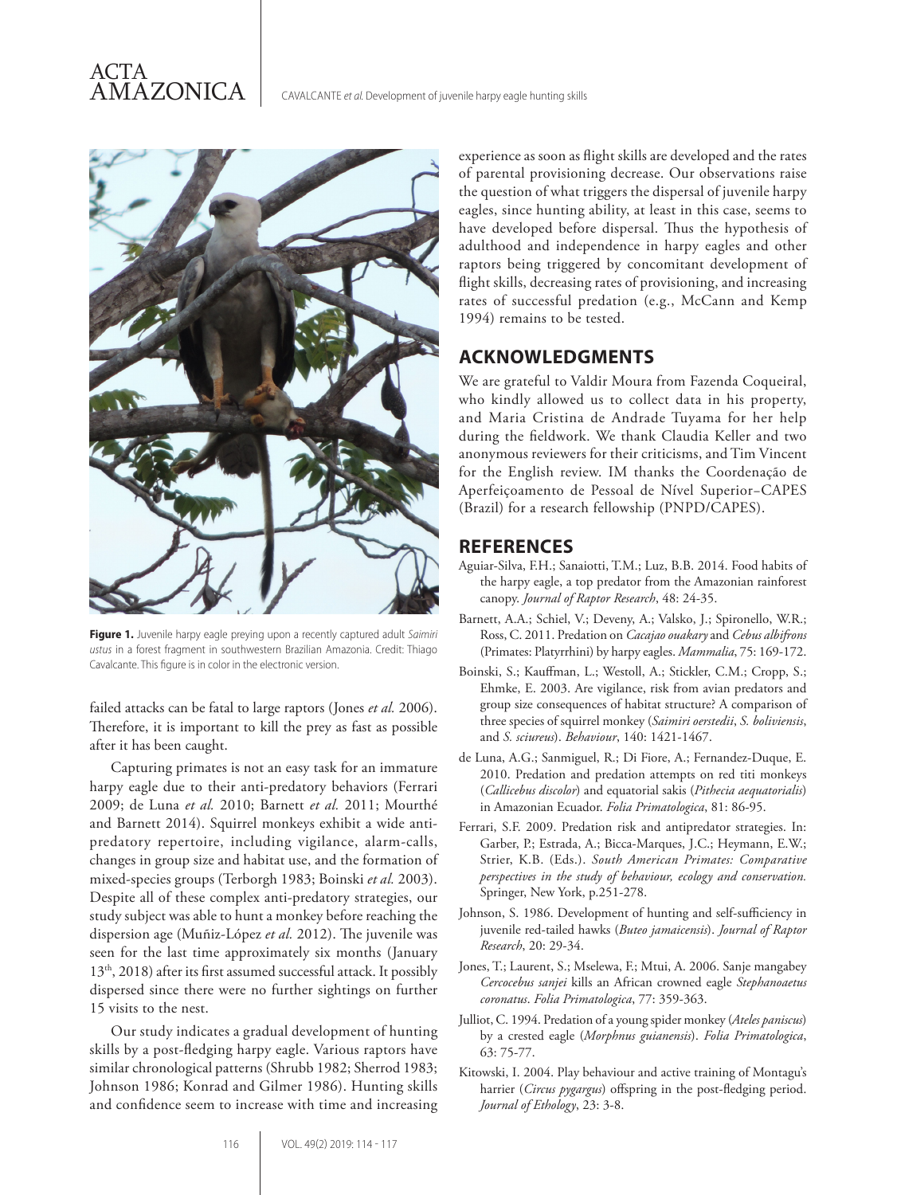**Figure 1.** Juvenile harpy eagle preying upon a recently captured adult *Saimiri ustus* in a forest fragment in southwestern Brazilian Amazonia. Credit: Thiago Cavalcante. This figure is in color in the electronic version.

failed attacks can be fatal to large raptors (Jones *et al.* 2006). Therefore, it is important to kill the prey as fast as possible after it has been caught.

Capturing primates is not an easy task for an immature harpy eagle due to their anti-predatory behaviors (Ferrari 2009; de Luna *et al.* 2010; Barnett *et al.* 2011; Mourthé and Barnett 2014). Squirrel monkeys exhibit a wide anti-predatory repertoire, including vigilance, alarm-calls, changes in group size and habitat use, and the formation of mixed-species groups (Terborgh 1983; Boinski *et al.* 2003). Despite all of these complex anti-predatory strategies, our study subject was able to hunt a monkey before reaching the dispersion age (Muñiz-López *et al.* 2012). The juvenile was seen for the last time approximately six months (January 13th, 2018) after its first assumed successful attack. It possibly dispersed since there were no further sightings on further 15 visits to the nest.

Our study indicates a gradual development of hunting skills by a post-fledging harpy eagle. Various raptors have similar chronological patterns (Shrubb 1982; Sherrod 1983; Johnson 1986; Konrad and Gilmer 1986). Hunting skills and confidence seem to increase with time and increasing experience as soon as flight skills are developed and the rates of parental provisioning decrease. Our observations raise the question of what triggers the dispersal of juvenile harpy eagles, since hunting ability, at least in this case, seems to have developed before dispersal. Thus the hypothesis of adulthood and independence in harpy eagles and other raptors being triggered by concomitant development of flight skills, decreasing rates of provisioning, and increasing rates of successful predation (e.g., McCann and Kemp 1994) remains to be tested.

## ACKNOWLEDGMENTS

We are grateful to Valdir Moura from Fazenda Coqueiral, who kindly allowed us to collect data in his property, and Maria Cristina de Andrade Tuyama for her help during the fieldwork. We thank Claudia Keller and two anonymous reviewers for their criticisms, and Tim Vincent for the English review. IM thanks the Coordenação de Aperfeiçoamento de Pessoal de Nível Superior–CAPES (Brazil) for a research fellowship (PNPD/CAPES).

## REFERENCES

Aguiar-Silva, F.H.; Sanaiotti, T.M.; Luz, B.B. 2014. Food habits of the harpy eagle, a top predator from the Amazonian rainforest canopy. *Journal of Raptor Research*, 48: 24-35.

Barnett, A.A.; Schiel, V.; Deveny, A.; Valsko, J.; Spironello, W.R.; Ross, C. 2011. Predation on *Cacajao ouakary* and *Cebus albifrons* (Primates: Platyrrhini) by harpy eagles. *Mammalia*, 75: 169-172.

Boinski, S.; Kauffman, L.; Westoll, A.; Stickler, C.M.; Cropp, S.; Ehmke, E. 2003. Are vigilance, risk from avian predators and group size consequences of habitat structure? A comparison of three species of squirrel monkey (*Saimiri oerstedii*, *S. boliviensis*, and *S. sciureus*). *Behaviour*, 140: 1421-1467.

de Luna, A.G.; Sanmiguel, R.; Di Fiore, A.; Fernandez-Duque, E. 2010. Predation and predation attempts on red titi monkeys (*Callicebus discolor*) and equatorial sakis (*Pithecia aequatorialis*) in Amazonian Ecuador. *Folia Primatologica*, 81: 86-95.

Ferrari, S.F. 2009. Predation risk and antipredator strategies. In: Garber, P.; Estrada, A.; Bicca-Marques, J.C.; Heymann, E.W.; Strier, K.B. (Eds.). *South American Primates: Comparative perspectives in the study of behaviour, ecology and conservation.* Springer, New York, p.251-278.

Johnson, S. 1986. Development of hunting and self-sufficiency in juvenile red-tailed hawks (*Buteo jamaicensis*). *Journal of Raptor Research*, 20: 29-34.

Jones, T.; Laurent, S.; Mselewa, F.; Mtui, A. 2006. Sanje mangabey *Cercocebus sanjei* kills an African crowned eagle *Stephanoaetus coronatus*. *Folia Primatologica*, 77: 359-363.

Julliot, C. 1994. Predation of a young spider monkey (*Ateles paniscus*) by a crested eagle (*Morphnus guianensis*). *Folia Primatologica*, 63: 75-77.

Kitowski, I. 2004. Play behaviour and active training of Montagu's harrier (*Circus pygargus*) offspring in the post-fledging period. *Journal of Ethology*, 23: 3-8.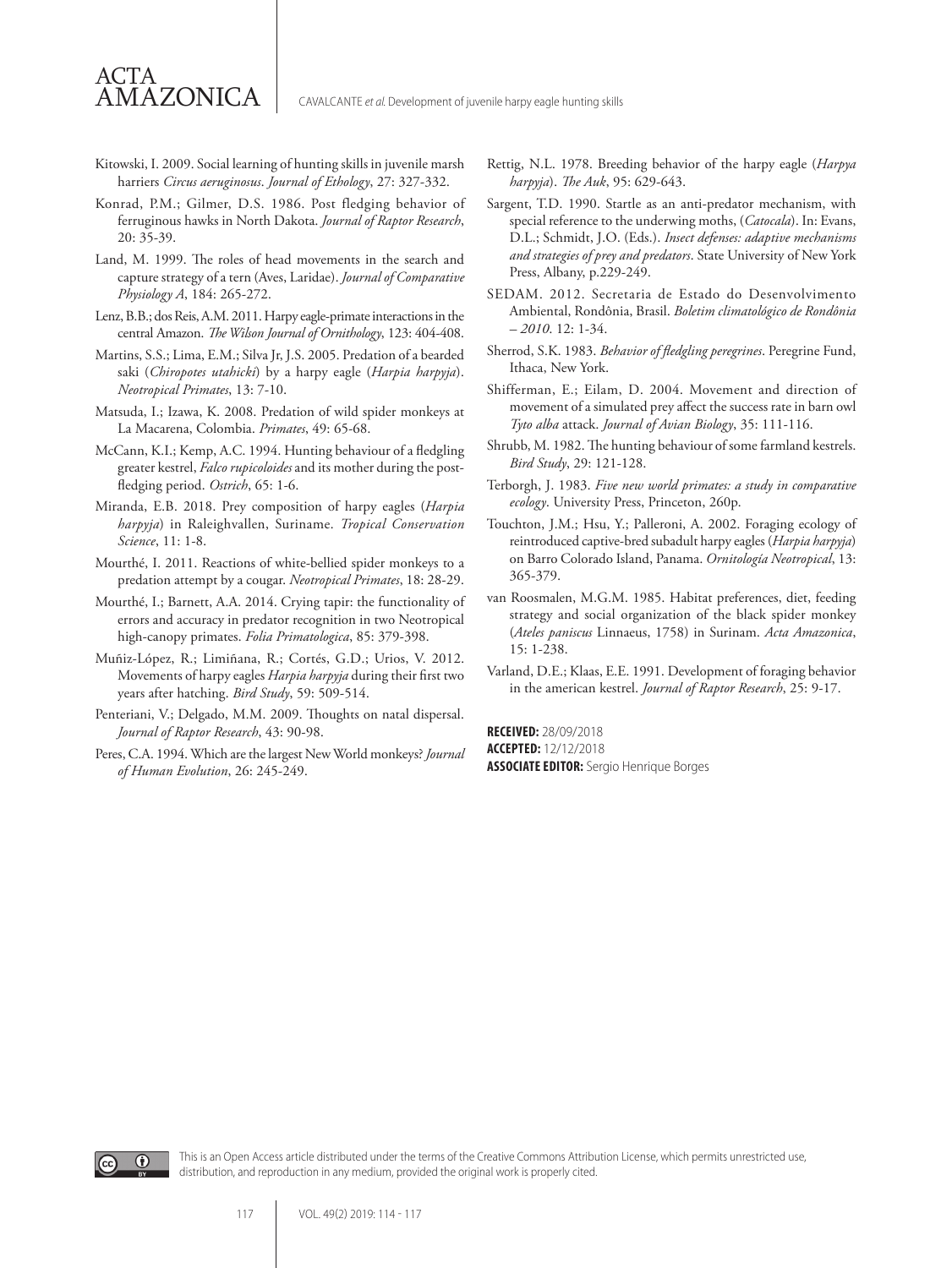Kitowski, I. 2009. Social learning of hunting skills in juvenile marsh harriers *Circus aeruginosus*. *Journal of Ethology*, 27: 327-332.

Konrad, P.M.; Gilmer, D.S. 1986. Post fledging behavior of ferruginous hawks in North Dakota. *Journal of Raptor Research*, 20: 35-39.

Land, M. 1999. The roles of head movements in the search and capture strategy of a tern (Aves, Laridae). *Journal of Comparative Physiology A*, 184: 265-272.

Lenz, B.B.; dos Reis, A.M. 2011. Harpy eagle-primate interactions in the central Amazon. *The Wilson Journal of Ornithology*, 123: 404-408.

Martins, S.S.; Lima, E.M.; Silva Jr, J.S. 2005. Predation of a bearded saki (*Chiropotes utahicki*) by a harpy eagle (*Harpia harpyja*). *Neotropical Primates*, 13: 7-10.

Matsuda, I.; Izawa, K. 2008. Predation of wild spider monkeys at La Macarena, Colombia. *Primates*, 49: 65-68.

McCann, K.I.; Kemp, A.C. 1994. Hunting behaviour of a fledgling greater kestrel, *Falco rupicoloides* and its mother during the post-fledging period. *Ostrich*, 65: 1-6.

Miranda, E.B. 2018. Prey composition of harpy eagles (*Harpia harpyja*) in Raleighvallen, Suriname. *Tropical Conservation Science*, 11: 1-8.

Mourthé, I. 2011. Reactions of white-bellied spider monkeys to a predation attempt by a cougar. *Neotropical Primates*, 18: 28-29.

Mourthé, I.; Barnett, A.A. 2014. Crying tapir: the functionality of errors and accuracy in predator recognition in two Neotropical high-canopy primates. *Folia Primatologica*, 85: 379-398.

Muñiz-López, R.; Limiñana, R.; Cortés, G.D.; Urios, V. 2012. Movements of harpy eagles *Harpia harpyja* during their first two years after hatching. *Bird Study*, 59: 509-514.

Penteriani, V.; Delgado, M.M. 2009. Thoughts on natal dispersal. *Journal of Raptor Research*, 43: 90-98.

Peres, C.A. 1994. Which are the largest New World monkeys? *Journal of Human Evolution*, 26: 245-249.

Rettig, N.L. 1978. Breeding behavior of the harpy eagle (*Harpya harpyja*). *The Auk*, 95: 629-643.

Sargent, T.D. 1990. Startle as an anti-predator mechanism, with special reference to the underwing moths, (*Catocala*). In: Evans, D.L.; Schmidt, J.O. (Eds.). *Insect defenses: adaptive mechanisms and strategies of prey and predators*. State University of New York Press, Albany, p.229-249.

SEDAM. 2012. Secretaria de Estado do Desenvolvimento Ambiental, Rondônia, Brasil. *Boletim climatológico de Rondônia – 2010*. 12: 1-34.

Sherrod, S.K. 1983. *Behavior of fledgling peregrines*. Peregrine Fund, Ithaca, New York.

Shifferman, E.; Eilam, D. 2004. Movement and direction of movement of a simulated prey affect the success rate in barn owl *Tyto alba* attack. *Journal of Avian Biology*, 35: 111-116.

Shrubb, M. 1982. The hunting behaviour of some farmland kestrels. *Bird Study*, 29: 121-128.

Terborgh, J. 1983. *Five new world primates: a study in comparative ecology*. University Press, Princeton, 260p.

Touchton, J.M.; Hsu, Y.; Palleroni, A. 2002. Foraging ecology of reintroduced captive-bred subadult harpy eagles (*Harpia harpyja*) on Barro Colorado Island, Panama. *Ornitología Neotropical*, 13: 365-379.

van Roosmalen, M.G.M. 1985. Habitat preferences, diet, feeding strategy and social organization of the black spider monkey (*Ateles paniscus* Linnaeus, 1758) in Surinam. *Acta Amazonica*, 15: 1-238.

Varland, D.E.; Klaas, E.E. 1991. Development of foraging behavior in the american kestrel. *Journal of Raptor Research*, 25: 9-17.

**RECEIVED:** 28/09/2018
**ACCEPTED:** 12/12/2018
**ASSOCIATE EDITOR:** Sergio Henrique Borges

This is an Open Access article distributed under the terms of the Creative Commons Attribution License, which permits unrestricted use, distribution, and reproduction in any medium, provided the original work is properly cited.